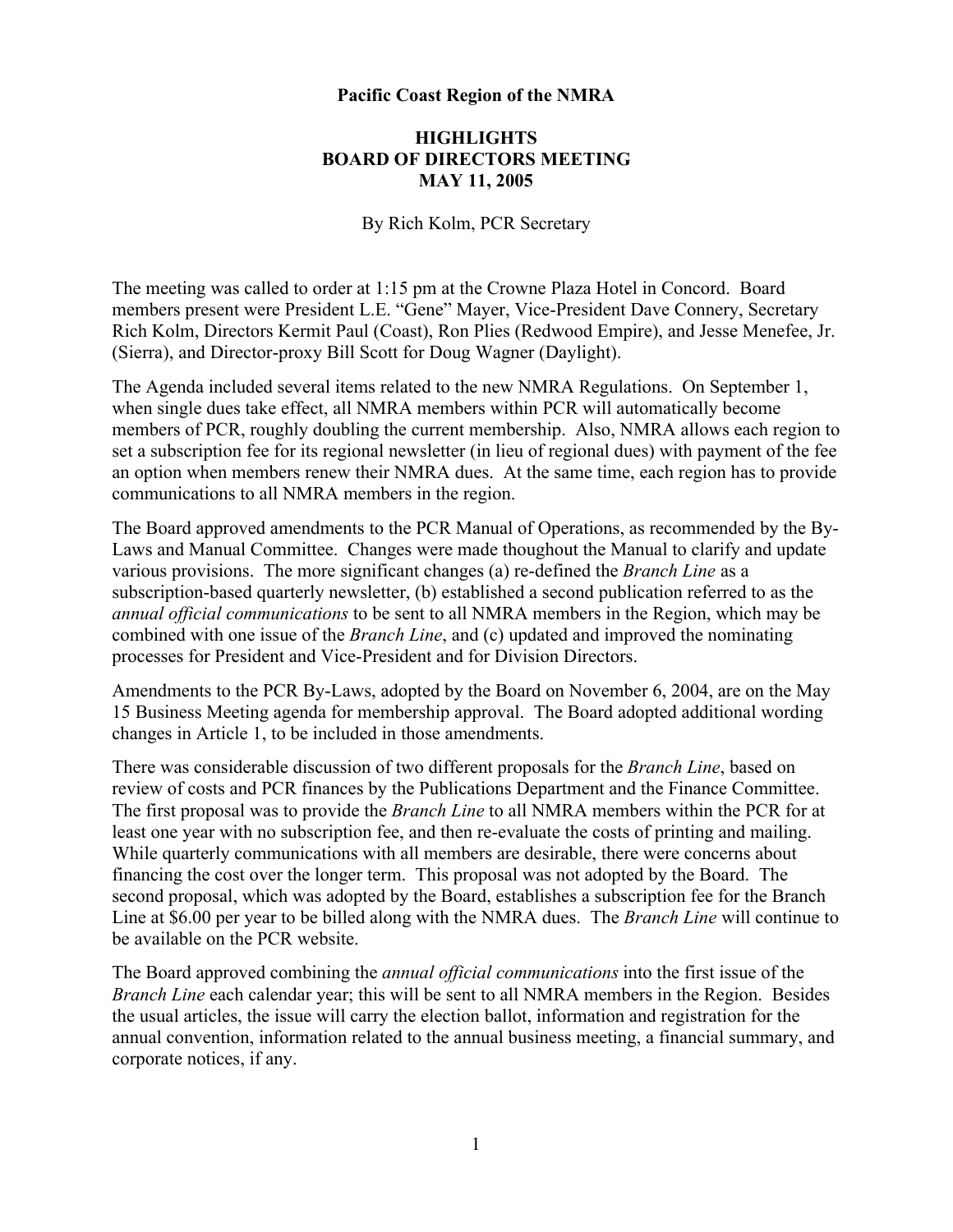**Pacific Coast Region of the NMRA**

**HIGHLIGHTS**
**BOARD OF DIRECTORS MEETING**
**MAY 11, 2005**

By Rich Kolm, PCR Secretary

The meeting was called to order at 1:15 pm at the Crowne Plaza Hotel in Concord. Board members present were President L.E. "Gene" Mayer, Vice-President Dave Connery, Secretary Rich Kolm, Directors Kermit Paul (Coast), Ron Plies (Redwood Empire), and Jesse Menefee, Jr. (Sierra), and Director-proxy Bill Scott for Doug Wagner (Daylight).

The Agenda included several items related to the new NMRA Regulations. On September 1, when single dues take effect, all NMRA members within PCR will automatically become members of PCR, roughly doubling the current membership. Also, NMRA allows each region to set a subscription fee for its regional newsletter (in lieu of regional dues) with payment of the fee an option when members renew their NMRA dues. At the same time, each region has to provide communications to all NMRA members in the region.

The Board approved amendments to the PCR Manual of Operations, as recommended by the By-Laws and Manual Committee. Changes were made thoughout the Manual to clarify and update various provisions. The more significant changes (a) re-defined the *Branch Line* as a subscription-based quarterly newsletter, (b) established a second publication referred to as the *annual official communications* to be sent to all NMRA members in the Region, which may be combined with one issue of the *Branch Line*, and (c) updated and improved the nominating processes for President and Vice-President and for Division Directors.

Amendments to the PCR By-Laws, adopted by the Board on November 6, 2004, are on the May 15 Business Meeting agenda for membership approval. The Board adopted additional wording changes in Article 1, to be included in those amendments.

There was considerable discussion of two different proposals for the *Branch Line*, based on review of costs and PCR finances by the Publications Department and the Finance Committee. The first proposal was to provide the *Branch Line* to all NMRA members within the PCR for at least one year with no subscription fee, and then re-evaluate the costs of printing and mailing. While quarterly communications with all members are desirable, there were concerns about financing the cost over the longer term. This proposal was not adopted by the Board. The second proposal, which was adopted by the Board, establishes a subscription fee for the Branch Line at $6.00 per year to be billed along with the NMRA dues. The *Branch Line* will continue to be available on the PCR website.

The Board approved combining the *annual official communications* into the first issue of the *Branch Line* each calendar year; this will be sent to all NMRA members in the Region. Besides the usual articles, the issue will carry the election ballot, information and registration for the annual convention, information related to the annual business meeting, a financial summary, and corporate notices, if any.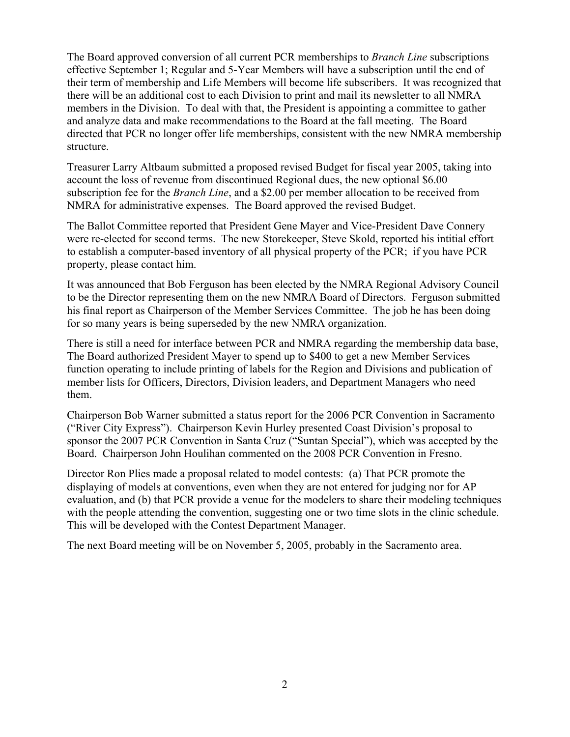The Board approved conversion of all current PCR memberships to *Branch Line* subscriptions effective September 1; Regular and 5-Year Members will have a subscription until the end of their term of membership and Life Members will become life subscribers. It was recognized that there will be an additional cost to each Division to print and mail its newsletter to all NMRA members in the Division. To deal with that, the President is appointing a committee to gather and analyze data and make recommendations to the Board at the fall meeting. The Board directed that PCR no longer offer life memberships, consistent with the new NMRA membership structure.

Treasurer Larry Altbaum submitted a proposed revised Budget for fiscal year 2005, taking into account the loss of revenue from discontinued Regional dues, the new optional $6.00 subscription fee for the *Branch Line*, and a $2.00 per member allocation to be received from NMRA for administrative expenses. The Board approved the revised Budget.

The Ballot Committee reported that President Gene Mayer and Vice-President Dave Connery were re-elected for second terms. The new Storekeeper, Steve Skold, reported his intitial effort to establish a computer-based inventory of all physical property of the PCR; if you have PCR property, please contact him.

It was announced that Bob Ferguson has been elected by the NMRA Regional Advisory Council to be the Director representing them on the new NMRA Board of Directors. Ferguson submitted his final report as Chairperson of the Member Services Committee. The job he has been doing for so many years is being superseded by the new NMRA organization.

There is still a need for interface between PCR and NMRA regarding the membership data base, The Board authorized President Mayer to spend up to $400 to get a new Member Services function operating to include printing of labels for the Region and Divisions and publication of member lists for Officers, Directors, Division leaders, and Department Managers who need them.

Chairperson Bob Warner submitted a status report for the 2006 PCR Convention in Sacramento ("River City Express"). Chairperson Kevin Hurley presented Coast Division's proposal to sponsor the 2007 PCR Convention in Santa Cruz ("Suntan Special"), which was accepted by the Board. Chairperson John Houlihan commented on the 2008 PCR Convention in Fresno.

Director Ron Plies made a proposal related to model contests: (a) That PCR promote the displaying of models at conventions, even when they are not entered for judging nor for AP evaluation, and (b) that PCR provide a venue for the modelers to share their modeling techniques with the people attending the convention, suggesting one or two time slots in the clinic schedule. This will be developed with the Contest Department Manager.

The next Board meeting will be on November 5, 2005, probably in the Sacramento area.